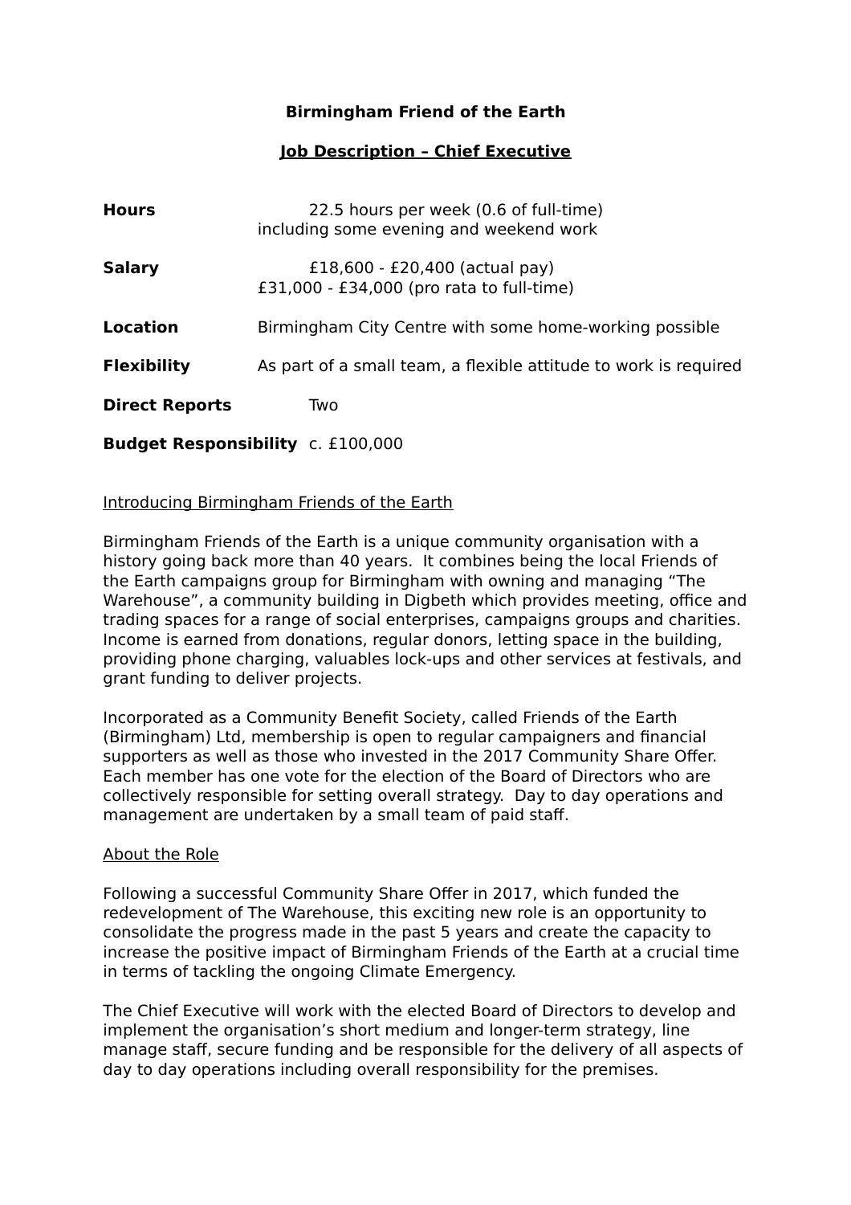**Birmingham Friend of the Earth**

**Job Description – Chief Executive**

| | |
|---|---|
| **Hours** | 22.5 hours per week (0.6 of full-time)<br>including some evening and weekend work |
| **Salary** | £18,600 - £20,400 (actual pay)<br>£31,000 - £34,000 (pro rata to full-time) |
| **Location** | Birmingham City Centre with some home-working possible |
| **Flexibility** | As part of a small team, a flexible attitude to work is required |
| **Direct Reports** | Two |
| **Budget Responsibility** | c. £100,000 |

Introducing Birmingham Friends of the Earth

Birmingham Friends of the Earth is a unique community organisation with a history going back more than 40 years. It combines being the local Friends of the Earth campaigns group for Birmingham with owning and managing "The Warehouse", a community building in Digbeth which provides meeting, office and trading spaces for a range of social enterprises, campaigns groups and charities. Income is earned from donations, regular donors, letting space in the building, providing phone charging, valuables lock-ups and other services at festivals, and grant funding to deliver projects.

Incorporated as a Community Benefit Society, called Friends of the Earth (Birmingham) Ltd, membership is open to regular campaigners and financial supporters as well as those who invested in the 2017 Community Share Offer. Each member has one vote for the election of the Board of Directors who are collectively responsible for setting overall strategy. Day to day operations and management are undertaken by a small team of paid staff.

About the Role

Following a successful Community Share Offer in 2017, which funded the redevelopment of The Warehouse, this exciting new role is an opportunity to consolidate the progress made in the past 5 years and create the capacity to increase the positive impact of Birmingham Friends of the Earth at a crucial time in terms of tackling the ongoing Climate Emergency.

The Chief Executive will work with the elected Board of Directors to develop and implement the organisation's short medium and longer-term strategy, line manage staff, secure funding and be responsible for the delivery of all aspects of day to day operations including overall responsibility for the premises.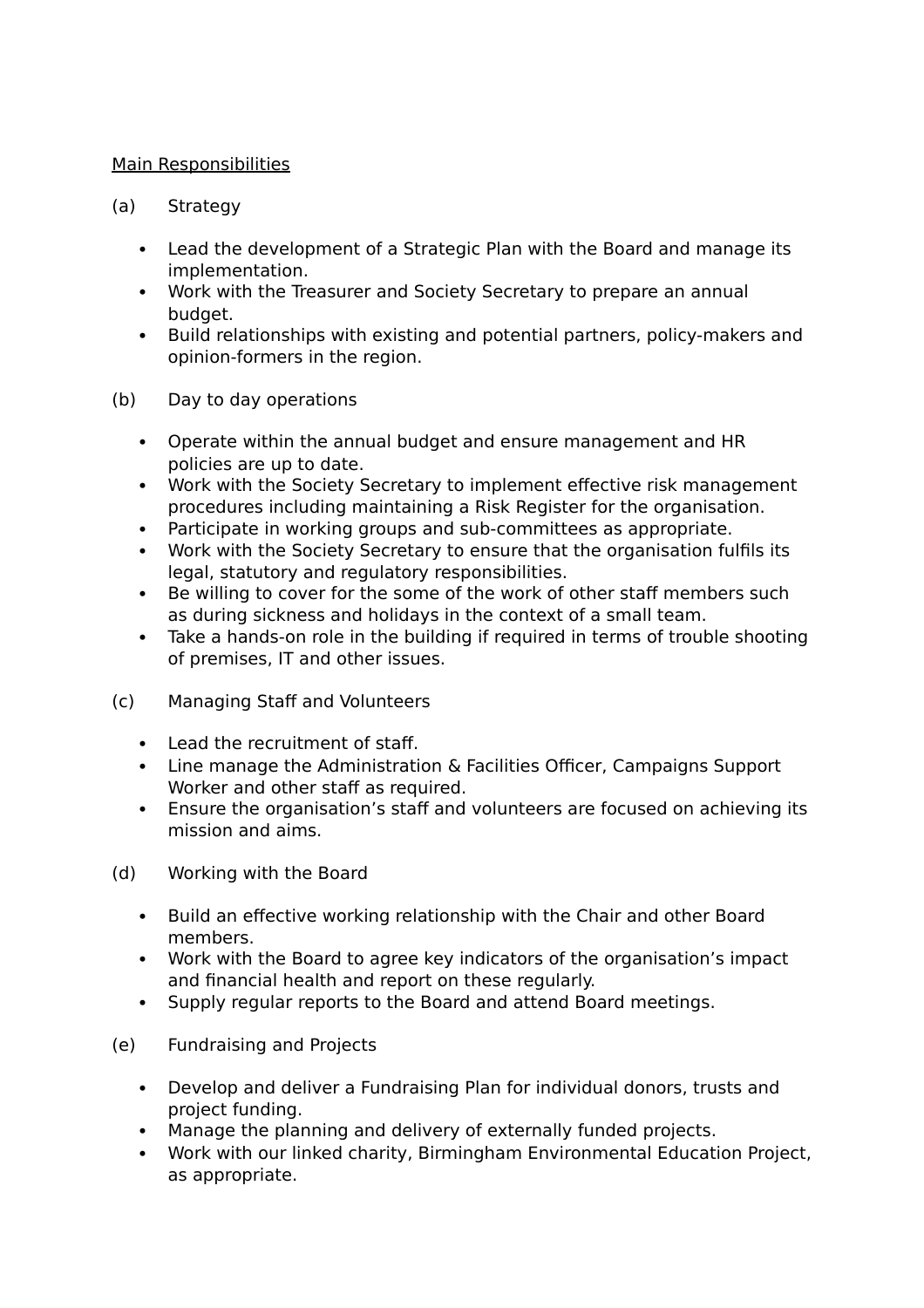Main Responsibilities

(a) Strategy

- Lead the development of a Strategic Plan with the Board and manage its implementation.
- Work with the Treasurer and Society Secretary to prepare an annual budget.
- Build relationships with existing and potential partners, policy-makers and opinion-formers in the region.

(b) Day to day operations

- Operate within the annual budget and ensure management and HR policies are up to date.
- Work with the Society Secretary to implement effective risk management procedures including maintaining a Risk Register for the organisation.
- Participate in working groups and sub-committees as appropriate.
- Work with the Society Secretary to ensure that the organisation fulfils its legal, statutory and regulatory responsibilities.
- Be willing to cover for the some of the work of other staff members such as during sickness and holidays in the context of a small team.
- Take a hands-on role in the building if required in terms of trouble shooting of premises, IT and other issues.

(c) Managing Staff and Volunteers

- Lead the recruitment of staff.
- Line manage the Administration & Facilities Officer, Campaigns Support Worker and other staff as required.
- Ensure the organisation’s staff and volunteers are focused on achieving its mission and aims.

(d) Working with the Board

- Build an effective working relationship with the Chair and other Board members.
- Work with the Board to agree key indicators of the organisation’s impact and financial health and report on these regularly.
- Supply regular reports to the Board and attend Board meetings.

(e) Fundraising and Projects

- Develop and deliver a Fundraising Plan for individual donors, trusts and project funding.
- Manage the planning and delivery of externally funded projects.
- Work with our linked charity, Birmingham Environmental Education Project, as appropriate.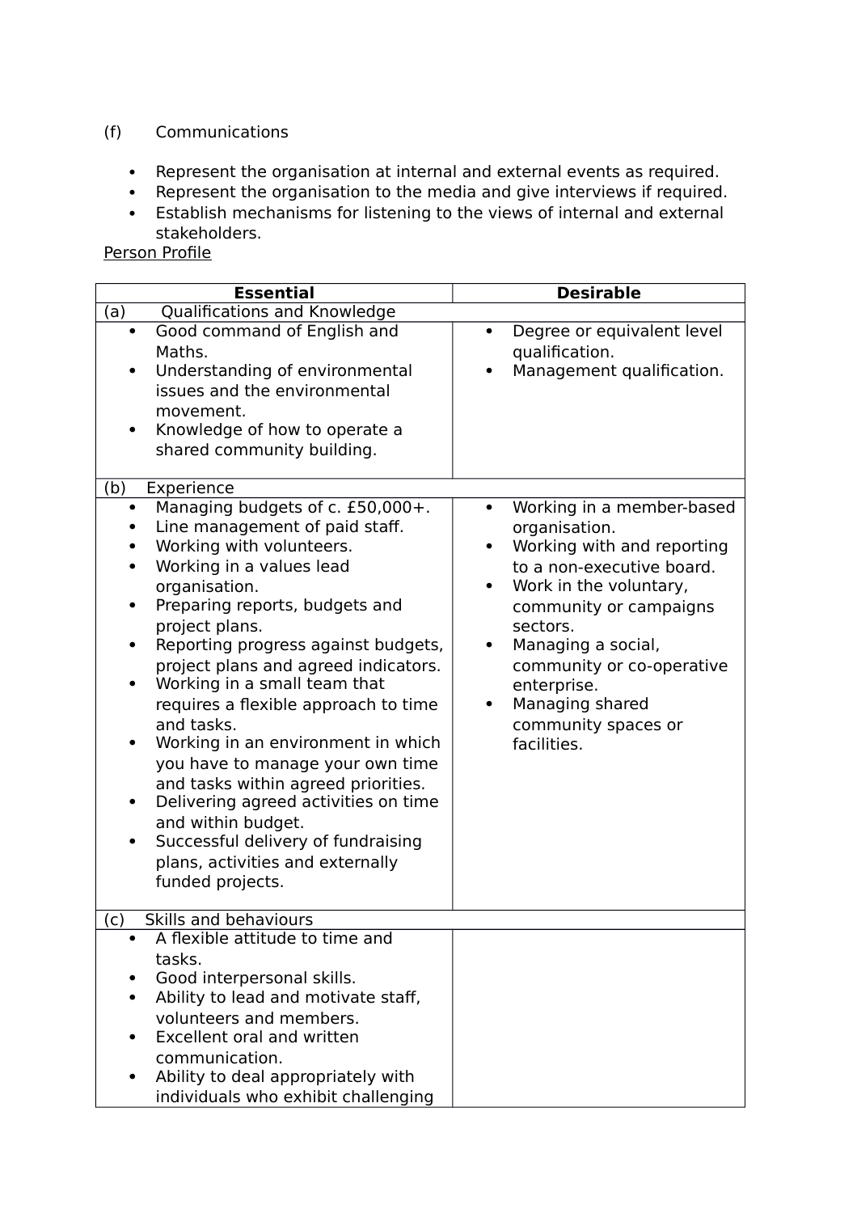(f) Communications

- Represent the organisation at internal and external events as required.
- Represent the organisation to the media and give interviews if required.
- Establish mechanisms for listening to the views of internal and external stakeholders.

Person Profile

| Essential | Desirable |
|---|---|
| **(a) Qualifications and Knowledge** | |
| • Good command of English and Maths.<br>• Understanding of environmental issues and the environmental movement.<br>• Knowledge of how to operate a shared community building. | • Degree or equivalent level qualification.<br>• Management qualification. |
| **(b) Experience** | |
| • Managing budgets of c. £50,000+.<br>• Line management of paid staff.<br>• Working with volunteers.<br>• Working in a values lead organisation.<br>• Preparing reports, budgets and project plans.<br>• Reporting progress against budgets, project plans and agreed indicators.<br>• Working in a small team that requires a flexible approach to time and tasks.<br>• Working in an environment in which you have to manage your own time and tasks within agreed priorities.<br>• Delivering agreed activities on time and within budget.<br>• Successful delivery of fundraising plans, activities and externally funded projects. | • Working in a member-based organisation.<br>• Working with and reporting to a non-executive board.<br>• Work in the voluntary, community or campaigns sectors.<br>• Managing a social, community or co-operative enterprise.<br>• Managing shared community spaces or facilities. |
| **(c) Skills and behaviours** | |
| • A flexible attitude to time and tasks.<br>• Good interpersonal skills.<br>• Ability to lead and motivate staff, volunteers and members.<br>• Excellent oral and written communication.<br>• Ability to deal appropriately with individuals who exhibit challenging | |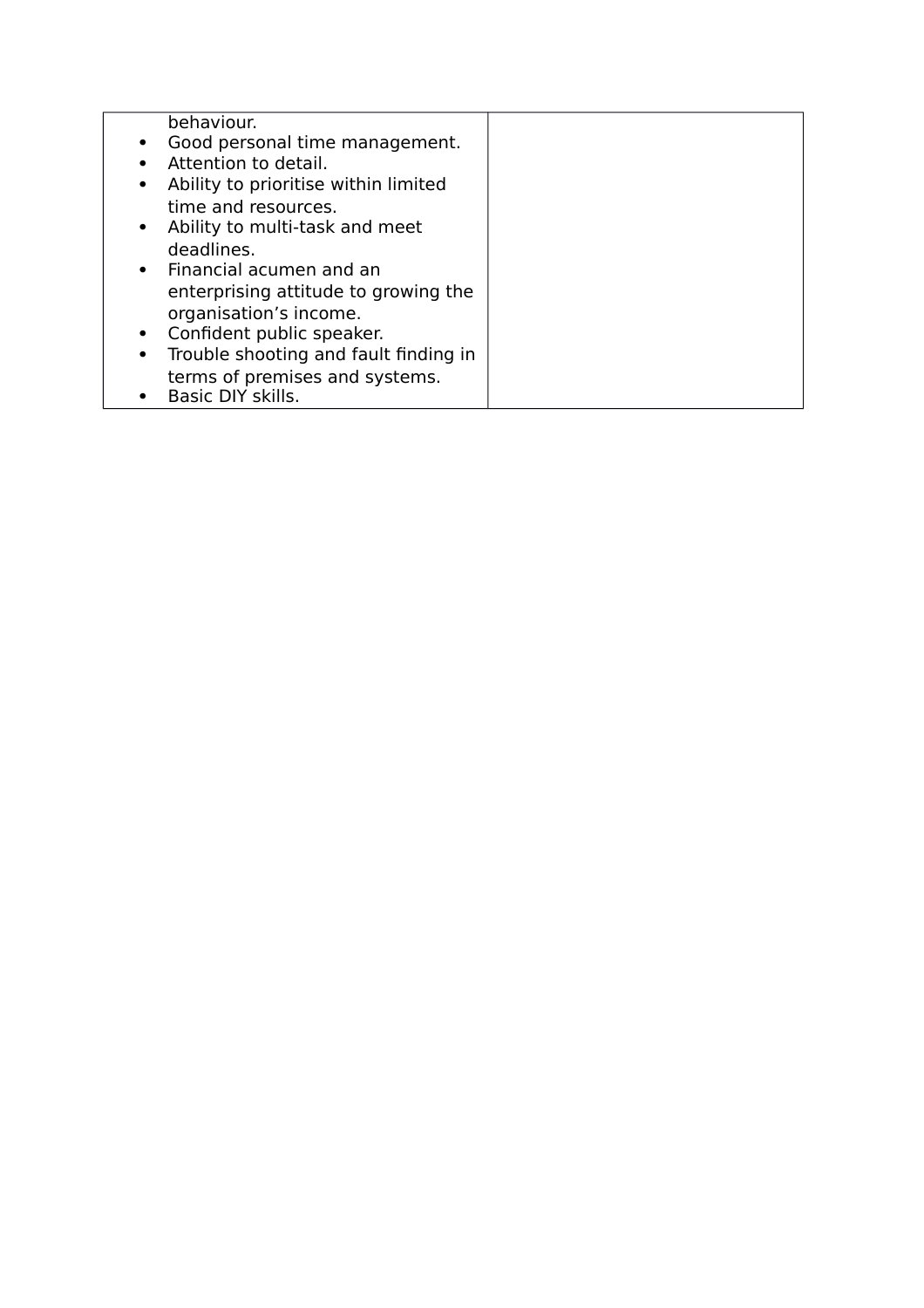| | |
|---|---|
| behaviour.<br>• Good personal time management.<br>• Attention to detail.<br>• Ability to prioritise within limited time and resources.<br>• Ability to multi-task and meet deadlines.<br>• Financial acumen and an enterprising attitude to growing the organisation's income.<br>• Confident public speaker.<br>• Trouble shooting and fault finding in terms of premises and systems.<br>• Basic DIY skills. | |